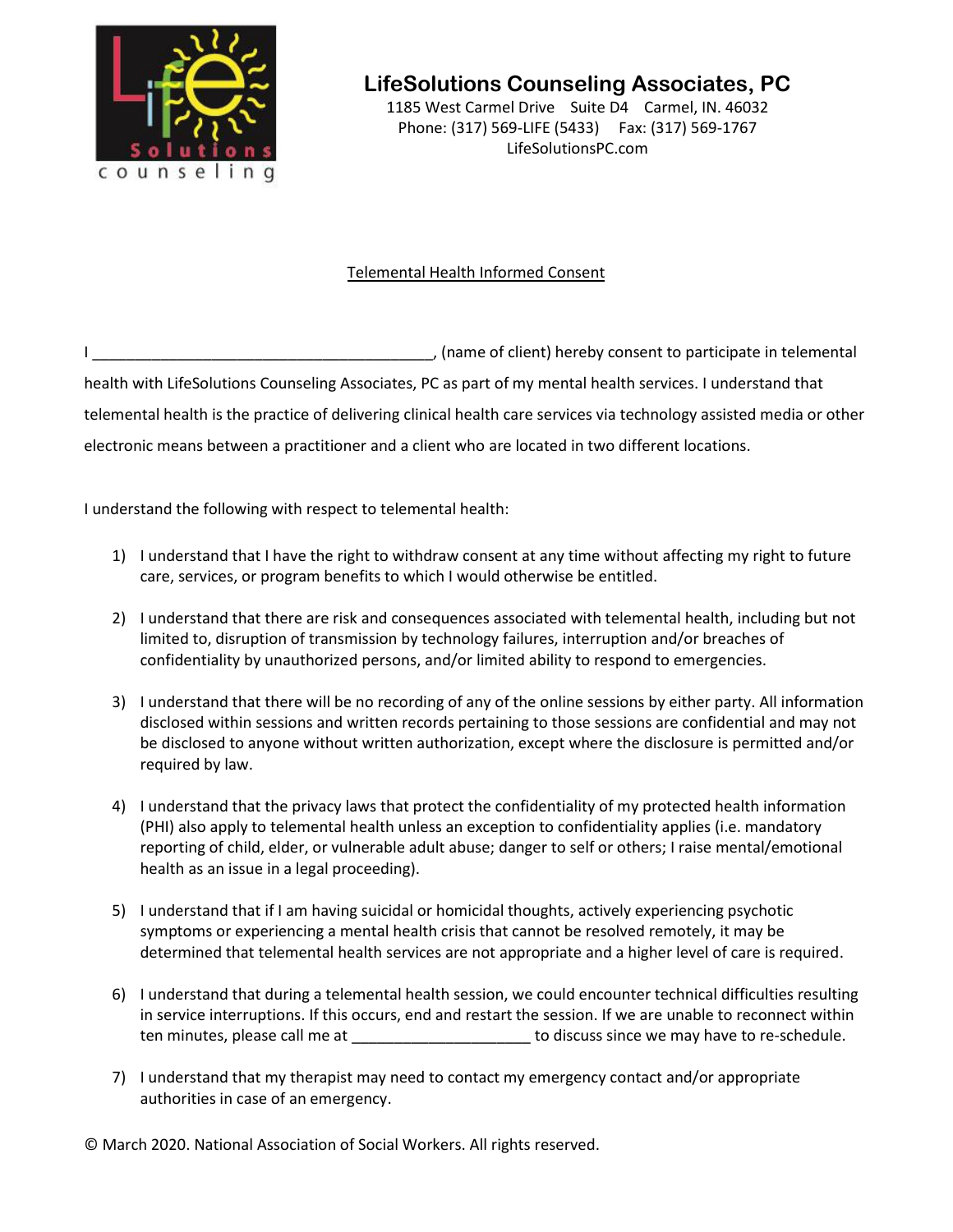# LifeSolutions Counseling Associates, PC

1185 West Carmel Drive Suite D4 Carmel, IN. 46032
Phone: (317) 569-LIFE (5433) Fax: (317) 569-1767
LifeSolutionsPC.com

## Telemental Health Informed Consent

I ________________________________________, (name of client) hereby consent to participate in telemental health with LifeSolutions Counseling Associates, PC as part of my mental health services. I understand that telemental health is the practice of delivering clinical health care services via technology assisted media or other electronic means between a practitioner and a client who are located in two different locations.

I understand the following with respect to telemental health:

1) I understand that I have the right to withdraw consent at any time without affecting my right to future care, services, or program benefits to which I would otherwise be entitled.

2) I understand that there are risk and consequences associated with telemental health, including but not limited to, disruption of transmission by technology failures, interruption and/or breaches of confidentiality by unauthorized persons, and/or limited ability to respond to emergencies.

3) I understand that there will be no recording of any of the online sessions by either party. All information disclosed within sessions and written records pertaining to those sessions are confidential and may not be disclosed to anyone without written authorization, except where the disclosure is permitted and/or required by law.

4) I understand that the privacy laws that protect the confidentiality of my protected health information (PHI) also apply to telemental health unless an exception to confidentiality applies (i.e. mandatory reporting of child, elder, or vulnerable adult abuse; danger to self or others; I raise mental/emotional health as an issue in a legal proceeding).

5) I understand that if I am having suicidal or homicidal thoughts, actively experiencing psychotic symptoms or experiencing a mental health crisis that cannot be resolved remotely, it may be determined that telemental health services are not appropriate and a higher level of care is required.

6) I understand that during a telemental health session, we could encounter technical difficulties resulting in service interruptions. If this occurs, end and restart the session. If we are unable to reconnect within ten minutes, please call me at ____________________ to discuss since we may have to re-schedule.

7) I understand that my therapist may need to contact my emergency contact and/or appropriate authorities in case of an emergency.

© March 2020. National Association of Social Workers. All rights reserved.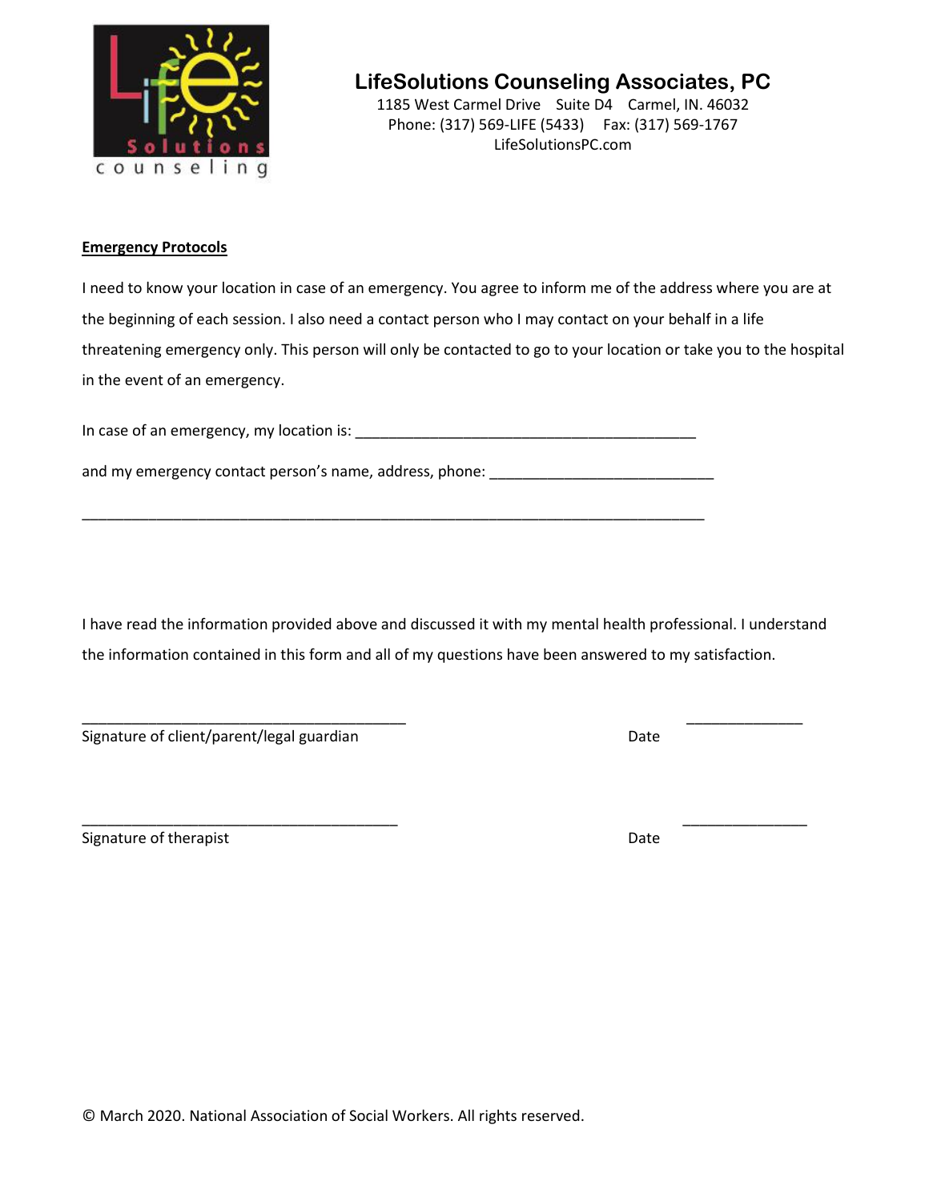**LifeSolutions Counseling Associates, PC**

1185 West Carmel Drive Suite D4 Carmel, IN. 46032
Phone: (317) 569-LIFE (5433) Fax: (317) 569-1767
LifeSolutionsPC.com

**Emergency Protocols**

I need to know your location in case of an emergency. You agree to inform me of the address where you are at the beginning of each session. I also need a contact person who I may contact on your behalf in a life threatening emergency only. This person will only be contacted to go to your location or take you to the hospital in the event of an emergency.

In case of an emergency, my location is: ___________________________________________

and my emergency contact person's name, address, phone: ____________________________

_______________________________________________________________________________

I have read the information provided above and discussed it with my mental health professional. I understand the information contained in this form and all of my questions have been answered to my satisfaction.

________________________________________ ______________

Signature of client/parent/legal guardian Date

________________________________________ ______________

Signature of therapist Date

© March 2020. National Association of Social Workers. All rights reserved.